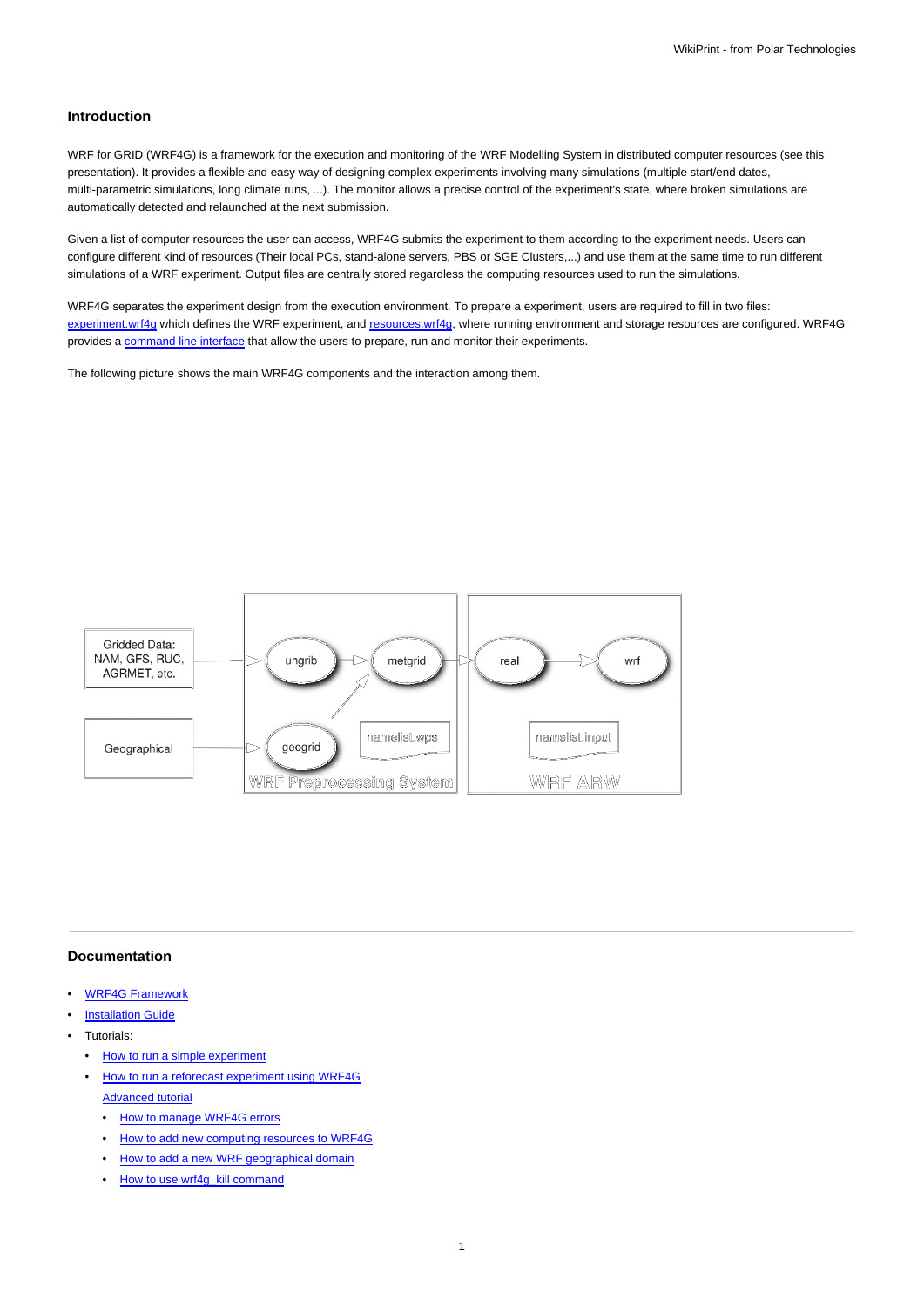## Introduction

WRF for GRID (WRF4G) is a framework for the execution and monitoring of the WRF Modelling System in distributed computer resources (see this presentation). It provides a flexible and easy way of designing complex experiments involving many simulations (multiple start/end dates, multi-parametric simulations, long climate runs, ...). The monitor allows a precise control of the experiment's state, where broken simulations are automatically detected and relaunched at the next submission.

Given a list of computer resources the user can access, WRF4G submits the experiment to them according to the experiment needs. Users can configure different kind of resources (Their local PCs, stand-alone servers, PBS or SGE Clusters,...) and use them at the same time to run different simulations of a WRF experiment. Output files are centrally stored regardless the computing resources used to run the simulations.

WRF4G separates the experiment design from the execution environment. To prepare a experiment, users are required to fill in two files: experiment.wrf4g which defines the WRF experiment, and resources.wrf4g, where running environment and storage resources are configured. WRF4G provides a command line interface that allow the users to prepare, run and monitor their experiments.

The following picture shows the main WRF4G components and the interaction among them.

## Documentation

- WRF4G Framework
- Installation Guide
- Tutorials:
  - How to run a simple experiment
  - How to run a reforecast experiment using WRF4G

    Advanced tutorial
    - How to manage WRF4G errors
    - How to add new computing resources to WRF4G
    - How to add a new WRF geographical domain
    - How to use wrf4g_kill command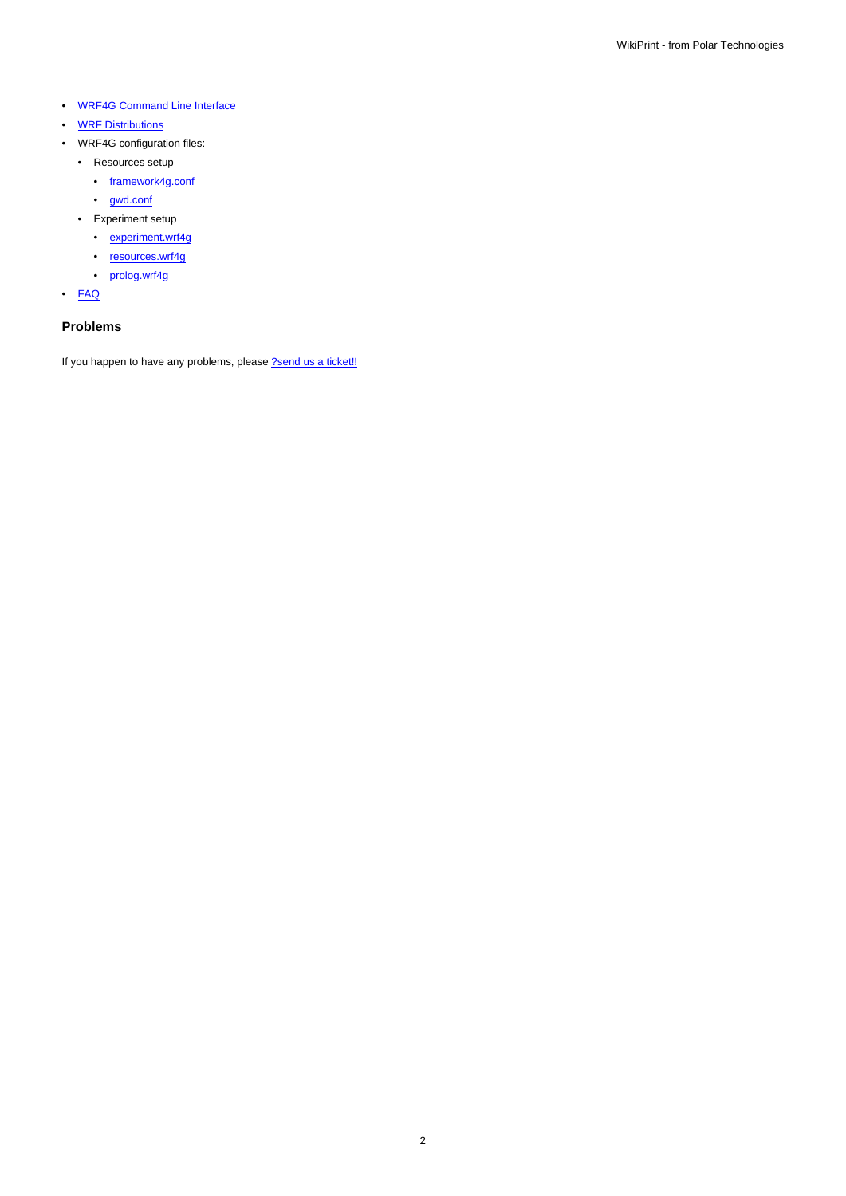- WRF4G Command Line Interface
- WRF Distributions
- WRF4G configuration files:
  - Resources setup
    - framework4g.conf
    - gwd.conf
  - Experiment setup
    - experiment.wrf4g
    - resources.wrf4g
    - prolog.wrf4g
- FAQ

### Problems

If you happen to have any problems, please ?send us a ticket!!